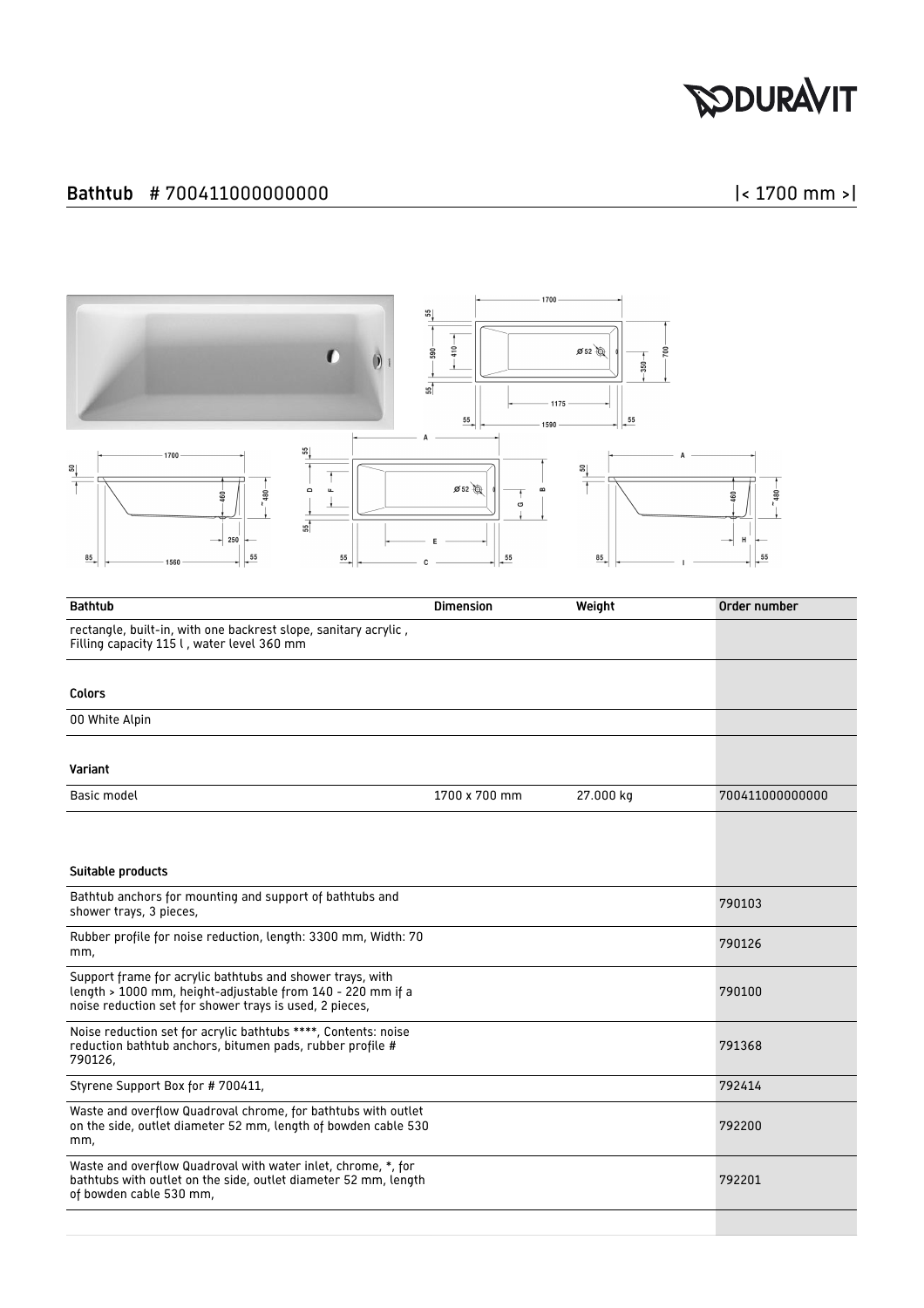## Bathtub # 700411000000000

|< 1700 mm >|

| Bathtub | Dimension | Weight | Order number |
| --- | --- | --- | --- |
| rectangle, built-in, with one backrest slope, sanitary acrylic , Filling capacity 115 l , water level 360 mm | | | |
| **Colors** | | | |
| 00 White Alpin | | | |
| **Variant** | | | |
| Basic model | 1700 x 700 mm | 27.000 kg | 700411000000000 |
| **Suitable products** | | | |
| Bathtub anchors for mounting and support of bathtubs and shower trays, 3 pieces, | | | 790103 |
| Rubber profile for noise reduction, length: 3300 mm, Width: 70 mm, | | | 790126 |
| Support frame for acrylic bathtubs and shower trays, with length > 1000 mm, height-adjustable from 140 - 220 mm if a noise reduction set for shower trays is used, 2 pieces, | | | 790100 |
| Noise reduction set for acrylic bathtubs ****, Contents: noise reduction bathtub anchors, bitumen pads, rubber profile # 790126, | | | 791368 |
| Styrene Support Box for # 700411, | | | 792414 |
| Waste and overflow Quadroval chrome, for bathtubs with outlet on the side, outlet diameter 52 mm, length of bowden cable 530 mm, | | | 792200 |
| Waste and overflow Quadroval with water inlet, chrome, *, for bathtubs with outlet on the side, outlet diameter 52 mm, length of bowden cable 530 mm, | | | 792201 |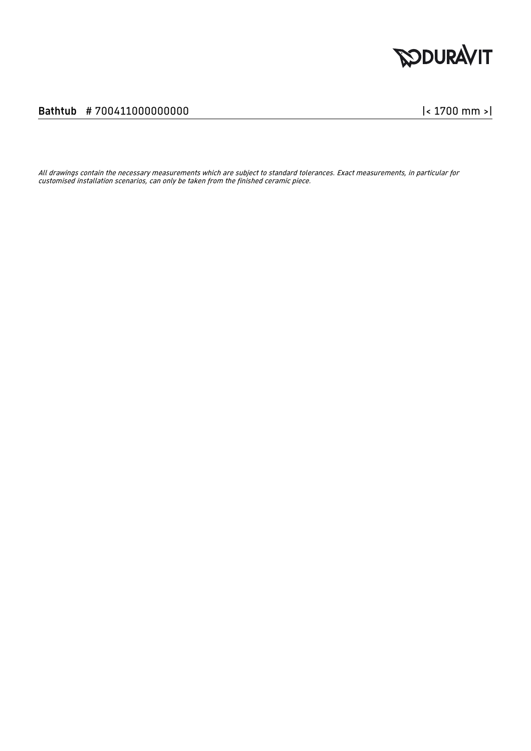**Bathtub** # 700411000000000 |< 1700 mm >|

*All drawings contain the necessary measurements which are subject to standard tolerances. Exact measurements, in particular for customised installation scenarios, can only be taken from the finished ceramic piece.*